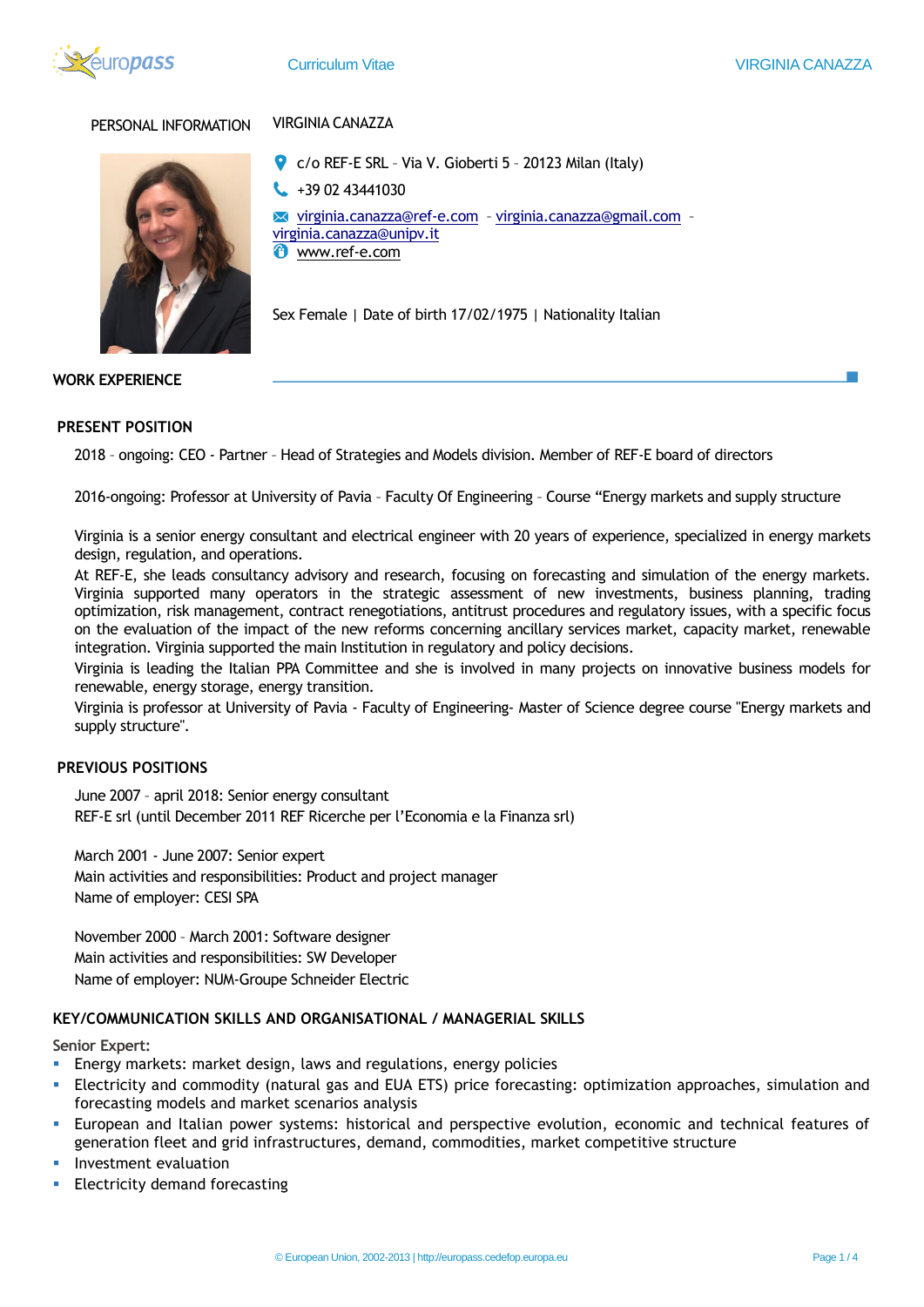## PERSONAL INFORMATION

VIRGINIA CANAZZA

c/o REF-E SRL – Via V. Gioberti 5 – 20123 Milan (Italy)

+39 02 43441030

virginia.canazza@ref-e.com - virginia.canazza@gmail.com - virginia.canazza@unipv.it

www.ref-e.com

Sex Female | Date of birth 17/02/1975 | Nationality Italian

## WORK EXPERIENCE

### PRESENT POSITION

2018 – ongoing: CEO - Partner – Head of Strategies and Models division. Member of REF-E board of directors

2016-ongoing: Professor at University of Pavia – Faculty Of Engineering – Course "Energy markets and supply structure

Virginia is a senior energy consultant and electrical engineer with 20 years of experience, specialized in energy markets design, regulation, and operations.

At REF-E, she leads consultancy advisory and research, focusing on forecasting and simulation of the energy markets. Virginia supported many operators in the strategic assessment of new investments, business planning, trading optimization, risk management, contract renegotiations, antitrust procedures and regulatory issues, with a specific focus on the evaluation of the impact of the new reforms concerning ancillary services market, capacity market, renewable integration. Virginia supported the main Institution in regulatory and policy decisions.

Virginia is leading the Italian PPA Committee and she is involved in many projects on innovative business models for renewable, energy storage, energy transition.

Virginia is professor at University of Pavia - Faculty of Engineering- Master of Science degree course "Energy markets and supply structure".

### PREVIOUS POSITIONS

June 2007 – april 2018: Senior energy consultant
REF-E srl (until December 2011 REF Ricerche per l'Economia e la Finanza srl)

March 2001 - June 2007: Senior expert
Main activities and responsibilities: Product and project manager
Name of employer: CESI SPA

November 2000 – March 2001: Software designer
Main activities and responsibilities: SW Developer
Name of employer: NUM-Groupe Schneider Electric

## KEY/COMMUNICATION SKILLS AND ORGANISATIONAL / MANAGERIAL SKILLS

**Senior Expert:**

- Energy markets: market design, laws and regulations, energy policies
- Electricity and commodity (natural gas and EUA ETS) price forecasting: optimization approaches, simulation and forecasting models and market scenarios analysis
- European and Italian power systems: historical and perspective evolution, economic and technical features of generation fleet and grid infrastructures, demand, commodities, market competitive structure
- Investment evaluation
- Electricity demand forecasting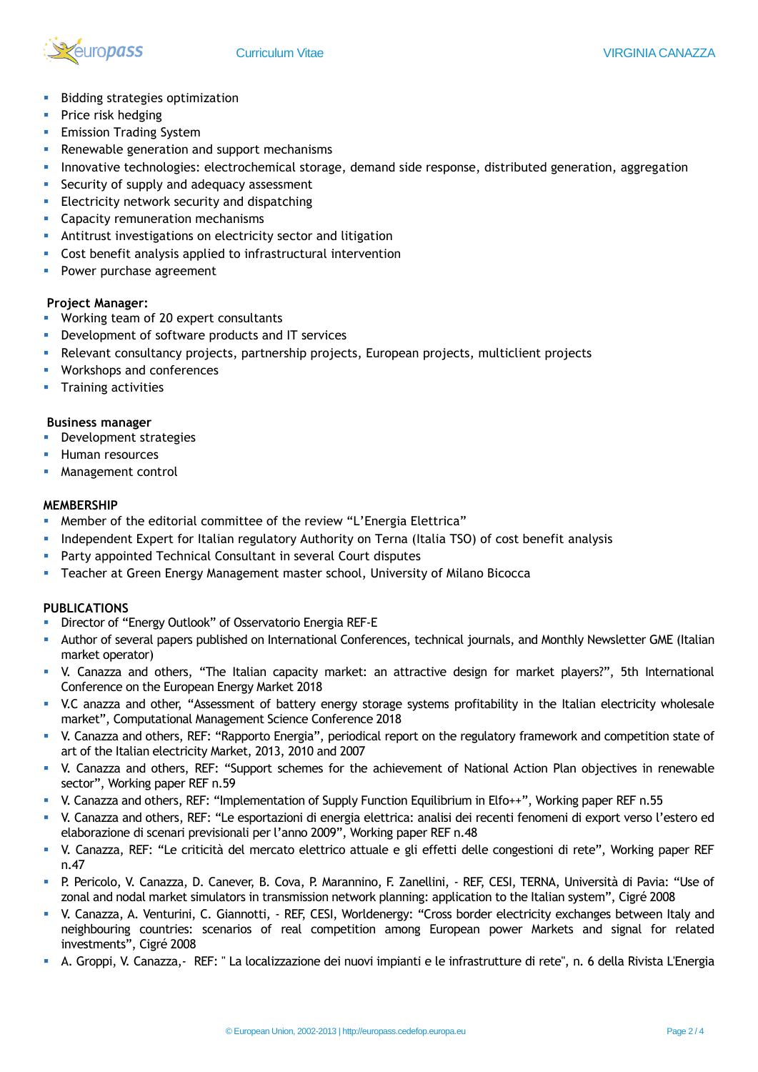- Bidding strategies optimization
- Price risk hedging
- Emission Trading System
- Renewable generation and support mechanisms
- Innovative technologies: electrochemical storage, demand side response, distributed generation, aggregation
- Security of supply and adequacy assessment
- Electricity network security and dispatching
- Capacity remuneration mechanisms
- Antitrust investigations on electricity sector and litigation
- Cost benefit analysis applied to infrastructural intervention
- Power purchase agreement

**Project Manager:**

- Working team of 20 expert consultants
- Development of software products and IT services
- Relevant consultancy projects, partnership projects, European projects, multiclient projects
- Workshops and conferences
- Training activities

**Business manager**

- Development strategies
- Human resources
- Management control

**MEMBERSHIP**

- Member of the editorial committee of the review "L'Energia Elettrica"
- Independent Expert for Italian regulatory Authority on Terna (Italia TSO) of cost benefit analysis
- Party appointed Technical Consultant in several Court disputes
- Teacher at Green Energy Management master school, University of Milano Bicocca

**PUBLICATIONS**

- Director of "Energy Outlook" of Osservatorio Energia REF-E
- Author of several papers published on International Conferences, technical journals, and Monthly Newsletter GME (Italian market operator)
- V. Canazza and others, "The Italian capacity market: an attractive design for market players?", 5th International Conference on the European Energy Market 2018
- V.C anazza and other, "Assessment of battery energy storage systems profitability in the Italian electricity wholesale market", Computational Management Science Conference 2018
- V. Canazza and others, REF: "Rapporto Energia", periodical report on the regulatory framework and competition state of art of the Italian electricity Market, 2013, 2010 and 2007
- V. Canazza and others, REF: "Support schemes for the achievement of National Action Plan objectives in renewable sector", Working paper REF n.59
- V. Canazza and others, REF: "Implementation of Supply Function Equilibrium in Elfo++", Working paper REF n.55
- V. Canazza and others, REF: "Le esportazioni di energia elettrica: analisi dei recenti fenomeni di export verso l'estero ed elaborazione di scenari previsionali per l'anno 2009", Working paper REF n.48
- V. Canazza, REF: "Le criticità del mercato elettrico attuale e gli effetti delle congestioni di rete", Working paper REF n.47
- P. Pericolo, V. Canazza, D. Canever, B. Cova, P. Marannino, F. Zanellini, - REF, CESI, TERNA, Università di Pavia: "Use of zonal and nodal market simulators in transmission network planning: application to the Italian system", Cigré 2008
- V. Canazza, A. Venturini, C. Giannotti, - REF, CESI, Worldenergy: "Cross border electricity exchanges between Italy and neighbouring countries: scenarios of real competition among European power Markets and signal for related investments", Cigré 2008
- A. Groppi, V. Canazza,- REF: " La localizzazione dei nuovi impianti e le infrastrutture di rete", n. 6 della Rivista L'Energia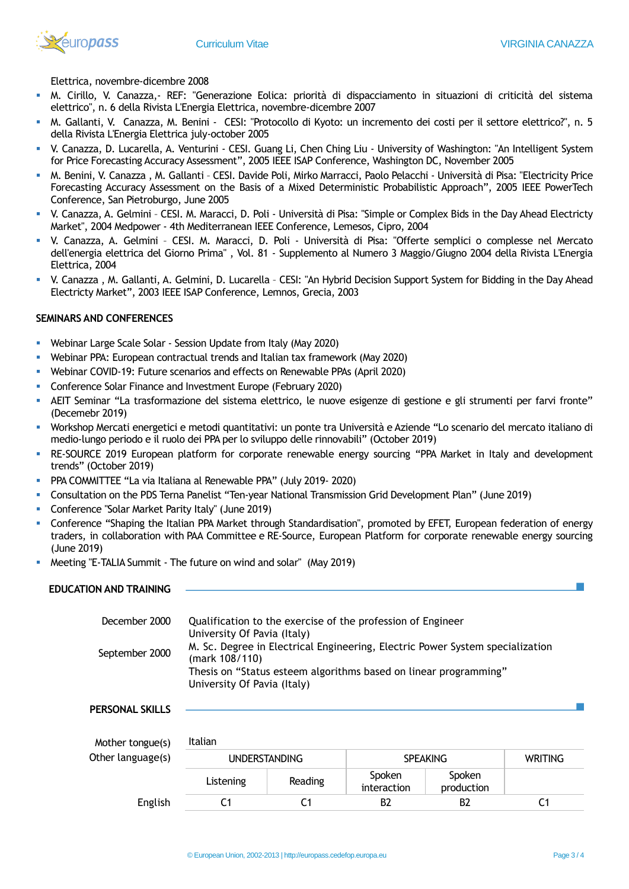Elettrica, novembre-dicembre 2008

- M. Cirillo, V. Canazza,- REF: "Generazione Eolica: priorità di dispacciamento in situazioni di criticità del sistema elettrico", n. 6 della Rivista L'Energia Elettrica, novembre-dicembre 2007
- M. Gallanti, V. Canazza, M. Benini - CESI: "Protocollo di Kyoto: un incremento dei costi per il settore elettrico?", n. 5 della Rivista L'Energia Elettrica july-october 2005
- V. Canazza, D. Lucarella, A. Venturini - CESI. Guang Li, Chen Ching Liu - University of Washington: "An Intelligent System for Price Forecasting Accuracy Assessment", 2005 IEEE ISAP Conference, Washington DC, November 2005
- M. Benini, V. Canazza , M. Gallanti – CESI. Davide Poli, Mirko Marracci, Paolo Pelacchi - Università di Pisa: "Electricity Price Forecasting Accuracy Assessment on the Basis of a Mixed Deterministic Probabilistic Approach", 2005 IEEE PowerTech Conference, San Pietroburgo, June 2005
- V. Canazza, A. Gelmini – CESI. M. Maracci, D. Poli - Università di Pisa: "Simple or Complex Bids in the Day Ahead Electricty Market", 2004 Medpower - 4th Mediterranean IEEE Conference, Lemesos, Cipro, 2004
- V. Canazza, A. Gelmini – CESI. M. Maracci, D. Poli - Università di Pisa: "Offerte semplici o complesse nel Mercato dell'energia elettrica del Giorno Prima" , Vol. 81 - Supplemento al Numero 3 Maggio/Giugno 2004 della Rivista L'Energia Elettrica, 2004
- V. Canazza , M. Gallanti, A. Gelmini, D. Lucarella – CESI: "An Hybrid Decision Support System for Bidding in the Day Ahead Electricty Market", 2003 IEEE ISAP Conference, Lemnos, Grecia, 2003

### SEMINARS AND CONFERENCES

- Webinar Large Scale Solar - Session Update from Italy (May 2020)
- Webinar PPA: European contractual trends and Italian tax framework (May 2020)
- Webinar COVID-19: Future scenarios and effects on Renewable PPAs (April 2020)
- Conference Solar Finance and Investment Europe (February 2020)
- AEIT Seminar "La trasformazione del sistema elettrico, le nuove esigenze di gestione e gli strumenti per farvi fronte" (Decemebr 2019)
- Workshop Mercati energetici e metodi quantitativi: un ponte tra Università e Aziende "Lo scenario del mercato italiano di medio-lungo periodo e il ruolo dei PPA per lo sviluppo delle rinnovabili" (October 2019)
- RE-SOURCE 2019 European platform for corporate renewable energy sourcing "PPA Market in Italy and development trends" (October 2019)
- PPA COMMITTEE "La via Italiana al Renewable PPA" (July 2019- 2020)
- Consultation on the PDS Terna Panelist "Ten-year National Transmission Grid Development Plan" (June 2019)
- Conference "Solar Market Parity Italy" (June 2019)
- Conference "Shaping the Italian PPA Market through Standardisation", promoted by EFET, European federation of energy traders, in collaboration with PAA Committee e RE-Source, European Platform for corporate renewable energy sourcing (June 2019)
- Meeting "E-TALIA Summit - The future on wind and solar" (May 2019)

## EDUCATION AND TRAINING

**December 2000** — Qualification to the exercise of the profession of Engineer
University Of Pavia (Italy)

**September 2000** — M. Sc. Degree in Electrical Engineering, Electric Power System specialization (mark 108/110)
Thesis on "Status esteem algorithms based on linear programming"
University Of Pavia (Italy)

## PERSONAL SKILLS

**Mother tongue(s)**: Italian

**Other language(s)**:

| | UNDERSTANDING | | SPEAKING | | WRITING |
|---|---|---|---|---|---|
| | Listening | Reading | Spoken interaction | Spoken production | |
| English | C1 | C1 | B2 | B2 | C1 |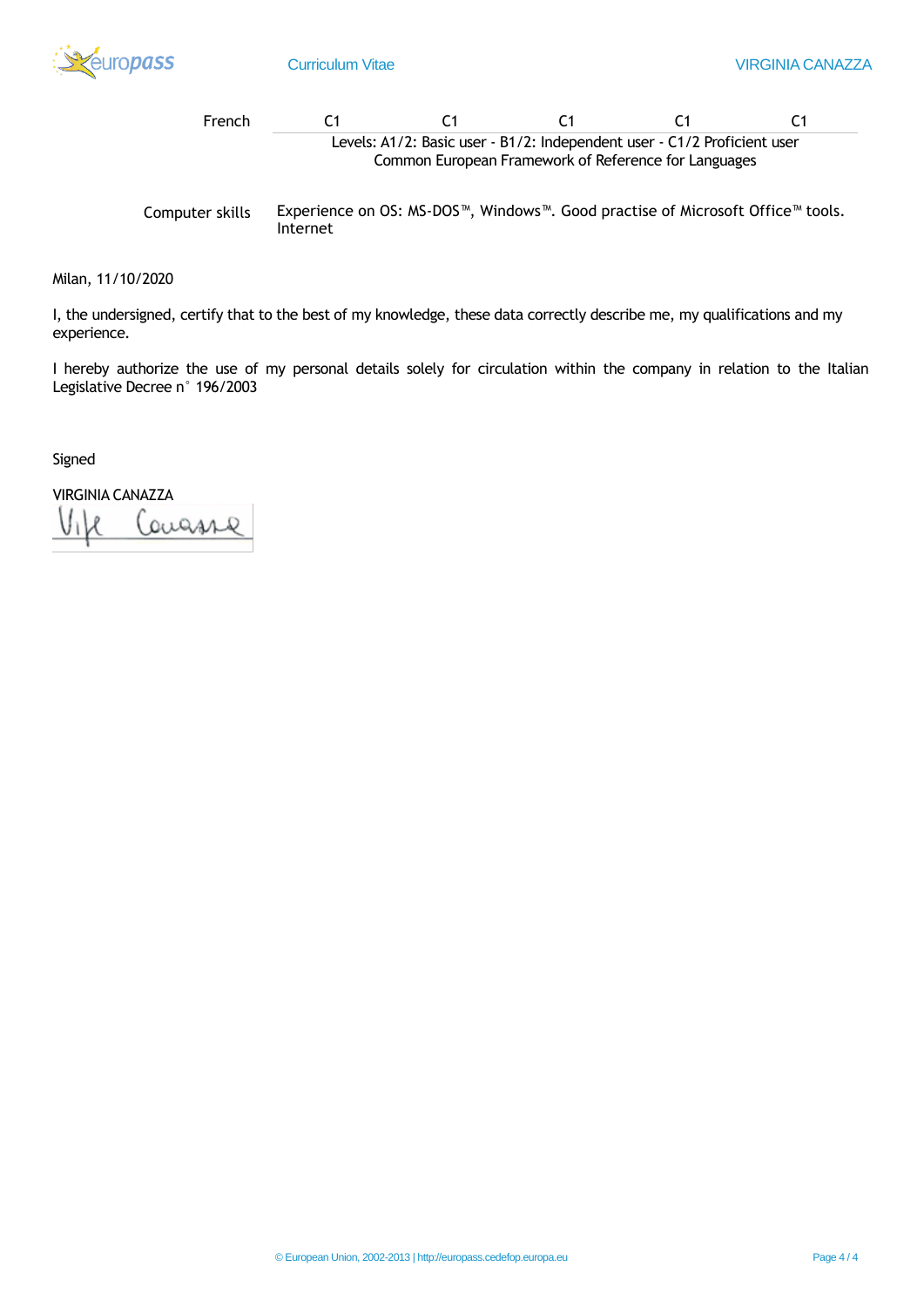| | | | | | |
|---|---|---|---|---|---|
| French | C1 | C1 | C1 | C1 | C1 |

Levels: A1/2: Basic user - B1/2: Independent user - C1/2 Proficient user
Common European Framework of Reference for Languages

Computer skills

Experience on OS: MS-DOS™, Windows™. Good practise of Microsoft Office™ tools. Internet

Milan, 11/10/2020

I, the undersigned, certify that to the best of my knowledge, these data correctly describe me, my qualifications and my experience.

I hereby authorize the use of my personal details solely for circulation within the company in relation to the Italian Legislative Decree n° 196/2003

Signed

VIRGINIA CANAZZA